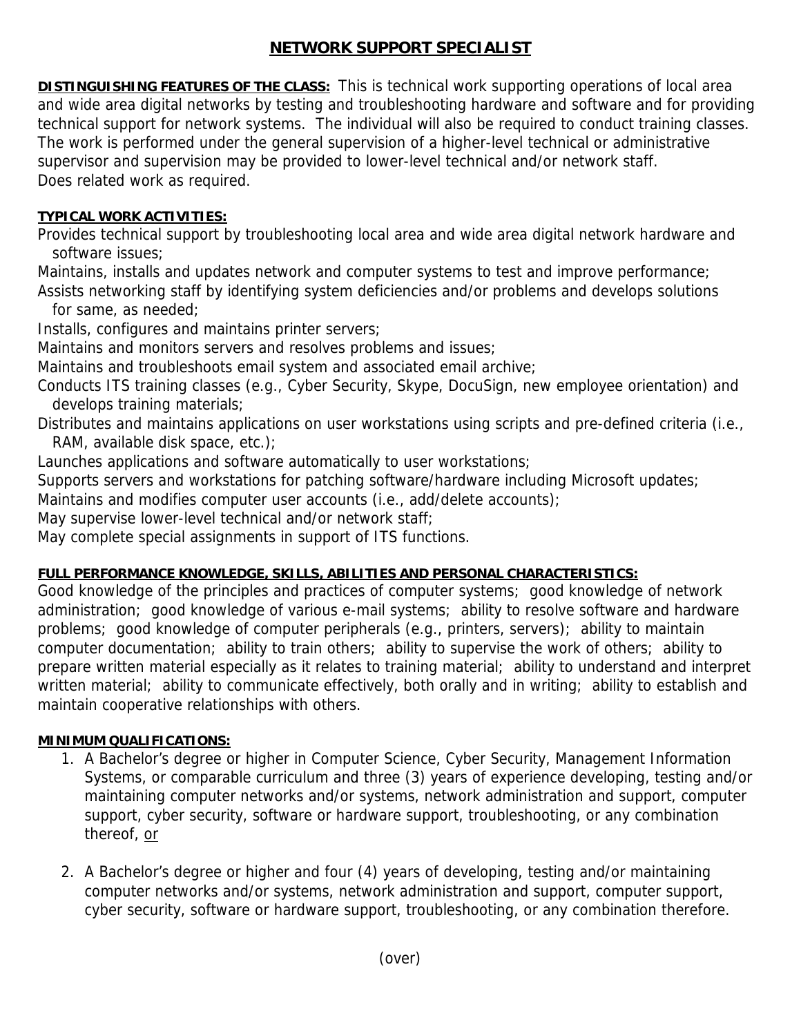# NETWORK SUPPORT SPECIALIST

**DISTINGUISHING FEATURES OF THE CLASS:** This is technical work supporting operations of local area and wide area digital networks by testing and troubleshooting hardware and software and for providing technical support for network systems. The individual will also be required to conduct training classes. The work is performed under the general supervision of a higher-level technical or administrative supervisor and supervision may be provided to lower-level technical and/or network staff. Does related work as required.

**TYPICAL WORK ACTIVITIES:**

Provides technical support by troubleshooting local area and wide area digital network hardware and software issues;

Maintains, installs and updates network and computer systems to test and improve performance;

Assists networking staff by identifying system deficiencies and/or problems and develops solutions for same, as needed;

Installs, configures and maintains printer servers;

Maintains and monitors servers and resolves problems and issues;

Maintains and troubleshoots email system and associated email archive;

Conducts ITS training classes (e.g., Cyber Security, Skype, DocuSign, new employee orientation) and develops training materials;

Distributes and maintains applications on user workstations using scripts and pre-defined criteria (i.e., RAM, available disk space, etc.);

Launches applications and software automatically to user workstations;

Supports servers and workstations for patching software/hardware including Microsoft updates;

Maintains and modifies computer user accounts (i.e., add/delete accounts);

May supervise lower-level technical and/or network staff;

May complete special assignments in support of ITS functions.

**FULL PERFORMANCE KNOWLEDGE, SKILLS, ABILITIES AND PERSONAL CHARACTERISTICS:**

Good knowledge of the principles and practices of computer systems; good knowledge of network administration; good knowledge of various e-mail systems; ability to resolve software and hardware problems; good knowledge of computer peripherals (e.g., printers, servers); ability to maintain computer documentation; ability to train others; ability to supervise the work of others; ability to prepare written material especially as it relates to training material; ability to understand and interpret written material; ability to communicate effectively, both orally and in writing; ability to establish and maintain cooperative relationships with others.

**MINIMUM QUALIFICATIONS:**

1. A Bachelor's degree or higher in Computer Science, Cyber Security, Management Information Systems, or comparable curriculum and three (3) years of experience developing, testing and/or maintaining computer networks and/or systems, network administration and support, computer support, cyber security, software or hardware support, troubleshooting, or any combination thereof, <u>or</u>

2. A Bachelor's degree or higher and four (4) years of developing, testing and/or maintaining computer networks and/or systems, network administration and support, computer support, cyber security, software or hardware support, troubleshooting, or any combination therefore.

(over)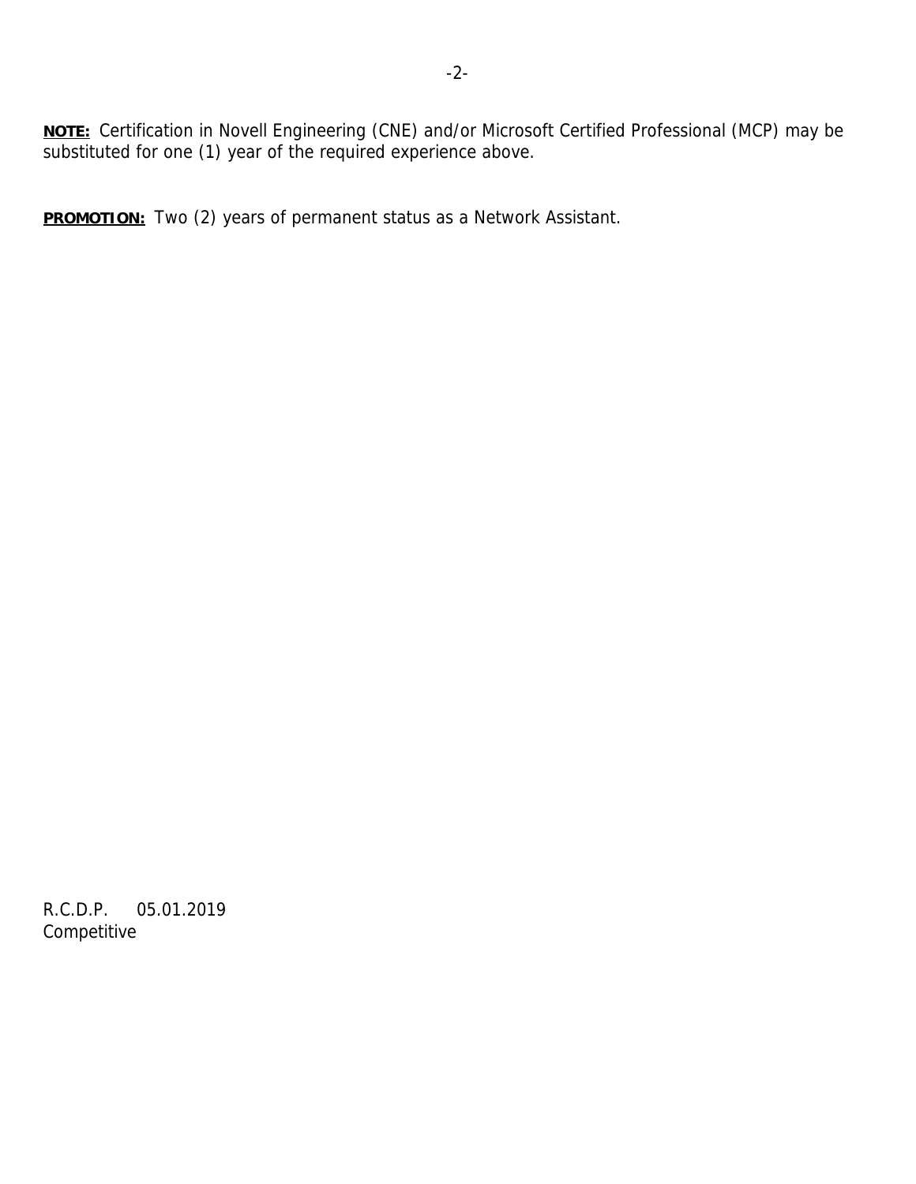**NOTE:** Certification in Novell Engineering (CNE) and/or Microsoft Certified Professional (MCP) may be substituted for one (1) year of the required experience above.

**PROMOTION:** Two (2) years of permanent status as a Network Assistant.

R.C.D.P. 05.01.2019
Competitive